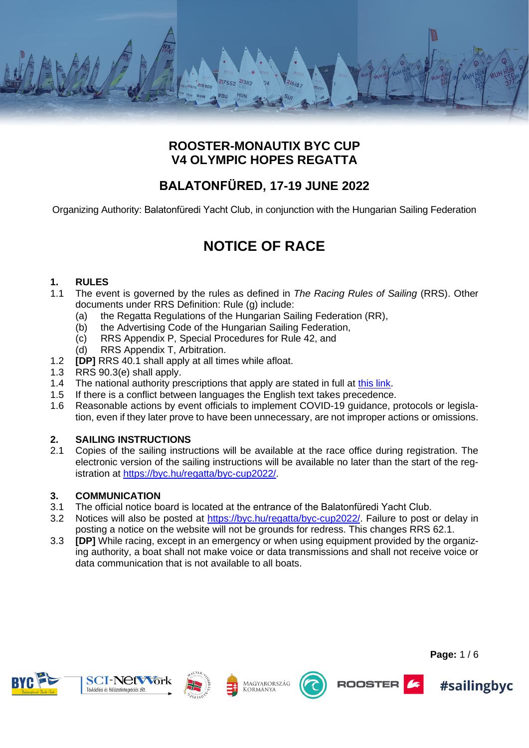# ROOSTER-MONAUTIX BYC CUP
# V4 OLYMPIC HOPES REGATTA

## BALATONFÜRED, 17-19 JUNE 2022

Organizing Authority: Balatonfüredi Yacht Club, in conjunction with the Hungarian Sailing Federation

# NOTICE OF RACE

### 1. RULES

1.1 The event is governed by the rules as defined in *The Racing Rules of Sailing* (RRS). Other documents under RRS Definition: Rule (g) include:
   - (a) the Regatta Regulations of the Hungarian Sailing Federation (RR),
   - (b) the Advertising Code of the Hungarian Sailing Federation,
   - (c) RRS Appendix P, Special Procedures for Rule 42, and
   - (d) RRS Appendix T, Arbitration.

1.2 **[DP]** RRS 40.1 shall apply at all times while afloat.

1.3 RRS 90.3(e) shall apply.

1.4 The national authority prescriptions that apply are stated in full at this link.

1.5 If there is a conflict between languages the English text takes precedence.

1.6 Reasonable actions by event officials to implement COVID-19 guidance, protocols or legislation, even if they later prove to have been unnecessary, are not improper actions or omissions.

### 2. SAILING INSTRUCTIONS

2.1 Copies of the sailing instructions will be available at the race office during registration. The electronic version of the sailing instructions will be available no later than the start of the registration at https://byc.hu/regatta/byc-cup2022/.

### 3. COMMUNICATION

3.1 The official notice board is located at the entrance of the Balatonfüredi Yacht Club.

3.2 Notices will also be posted at https://byc.hu/regatta/byc-cup2022/. Failure to post or delay in posting a notice on the website will not be grounds for redress. This changes RRS 62.1.

3.3 **[DP]** While racing, except in an emergency or when using equipment provided by the organizing authority, a boat shall not make voice or data transmissions and shall not receive voice or data communication that is not available to all boats.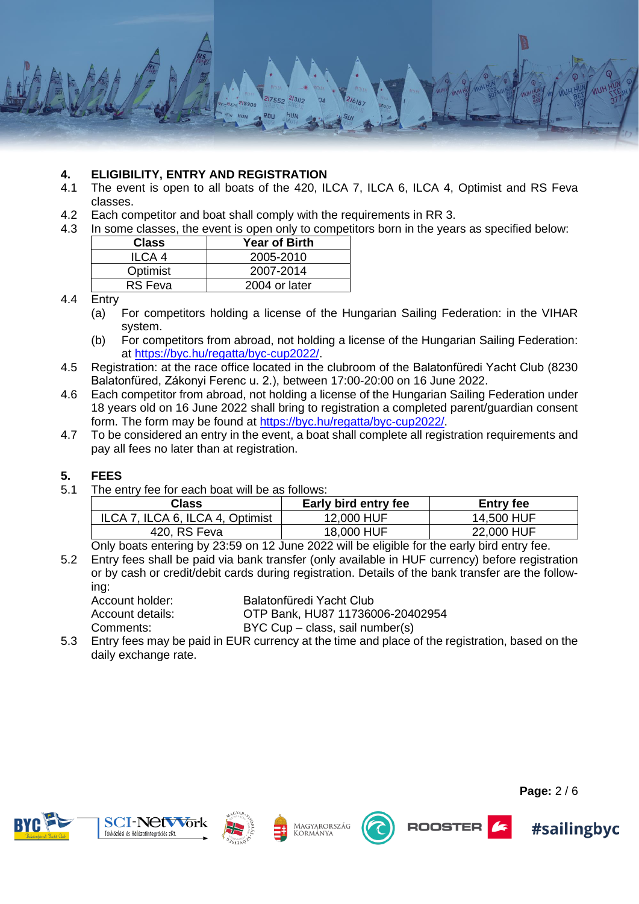## 4. ELIGIBILITY, ENTRY AND REGISTRATION

4.1 The event is open to all boats of the 420, ILCA 7, ILCA 6, ILCA 4, Optimist and RS Feva classes.

4.2 Each competitor and boat shall comply with the requirements in RR 3.

4.3 In some classes, the event is open only to competitors born in the years as specified below:

| Class | Year of Birth |
|---|---|
| ILCA 4 | 2005-2010 |
| Optimist | 2007-2014 |
| RS Feva | 2004 or later |

4.4 Entry

(a) For competitors holding a license of the Hungarian Sailing Federation: in the VIHAR system.

(b) For competitors from abroad, not holding a license of the Hungarian Sailing Federation: at https://byc.hu/regatta/byc-cup2022/.

4.5 Registration: at the race office located in the clubroom of the Balatonfüredi Yacht Club (8230 Balatonfüred, Zákonyi Ferenc u. 2.), between 17:00-20:00 on 16 June 2022.

4.6 Each competitor from abroad, not holding a license of the Hungarian Sailing Federation under 18 years old on 16 June 2022 shall bring to registration a completed parent/guardian consent form. The form may be found at https://byc.hu/regatta/byc-cup2022/.

4.7 To be considered an entry in the event, a boat shall complete all registration requirements and pay all fees no later than at registration.

## 5. FEES

5.1 The entry fee for each boat will be as follows:

| Class | Early bird entry fee | Entry fee |
|---|---|---|
| ILCA 7, ILCA 6, ILCA 4, Optimist | 12,000 HUF | 14,500 HUF |
| 420, RS Feva | 18,000 HUF | 22,000 HUF |

Only boats entering by 23:59 on 12 June 2022 will be eligible for the early bird entry fee.

5.2 Entry fees shall be paid via bank transfer (only available in HUF currency) before registration or by cash or credit/debit cards during registration. Details of the bank transfer are the following:

Account holder: Balatonfüredi Yacht Club
Account details: OTP Bank, HU87 11736006-20402954
Comments: BYC Cup – class, sail number(s)

5.3 Entry fees may be paid in EUR currency at the time and place of the registration, based on the daily exchange rate.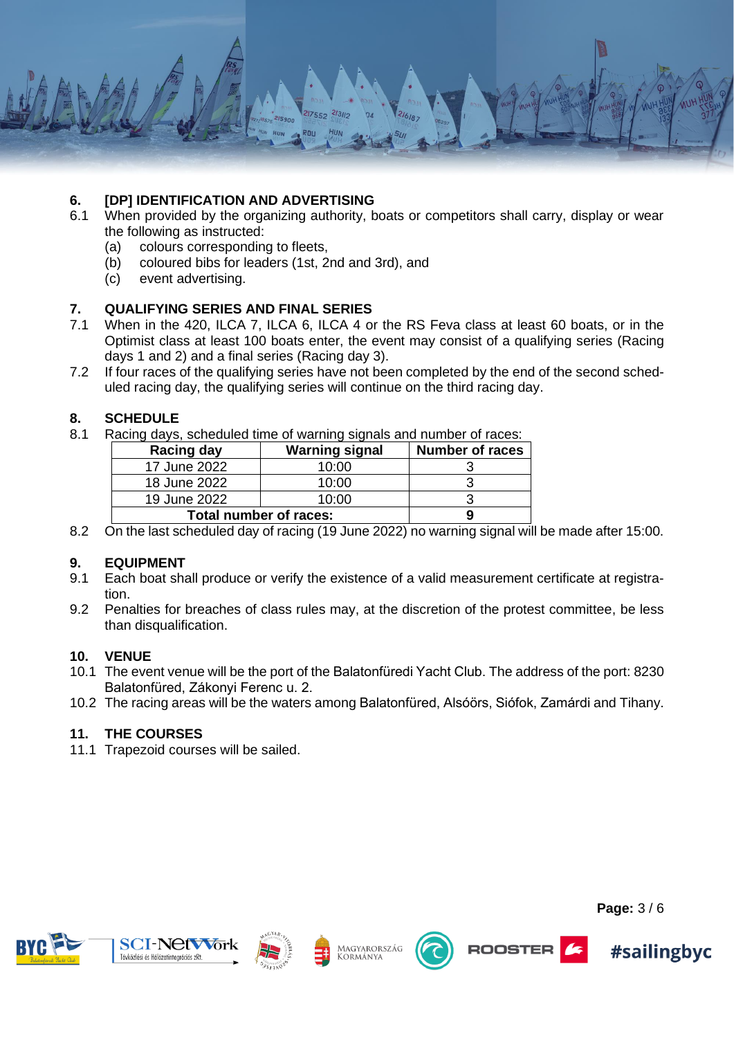## 6. [DP] IDENTIFICATION AND ADVERTISING

6.1 When provided by the organizing authority, boats or competitors shall carry, display or wear the following as instructed:
  - (a) colours corresponding to fleets,
  - (b) coloured bibs for leaders (1st, 2nd and 3rd), and
  - (c) event advertising.

## 7. QUALIFYING SERIES AND FINAL SERIES

7.1 When in the 420, ILCA 7, ILCA 6, ILCA 4 or the RS Feva class at least 60 boats, or in the Optimist class at least 100 boats enter, the event may consist of a qualifying series (Racing days 1 and 2) and a final series (Racing day 3).

7.2 If four races of the qualifying series have not been completed by the end of the second scheduled racing day, the qualifying series will continue on the third racing day.

## 8. SCHEDULE

8.1 Racing days, scheduled time of warning signals and number of races:

| Racing day | Warning signal | Number of races |
|---|---|---|
| 17 June 2022 | 10:00 | 3 |
| 18 June 2022 | 10:00 | 3 |
| 19 June 2022 | 10:00 | 3 |
| **Total number of races:** | | **9** |

8.2 On the last scheduled day of racing (19 June 2022) no warning signal will be made after 15:00.

## 9. EQUIPMENT

9.1 Each boat shall produce or verify the existence of a valid measurement certificate at registration.

9.2 Penalties for breaches of class rules may, at the discretion of the protest committee, be less than disqualification.

## 10. VENUE

10.1 The event venue will be the port of the Balatonfüredi Yacht Club. The address of the port: 8230 Balatonfüred, Zákonyi Ferenc u. 2.

10.2 The racing areas will be the waters among Balatonfüred, Alsóörs, Siófok, Zamárdi and Tihany.

## 11. THE COURSES

11.1 Trapezoid courses will be sailed.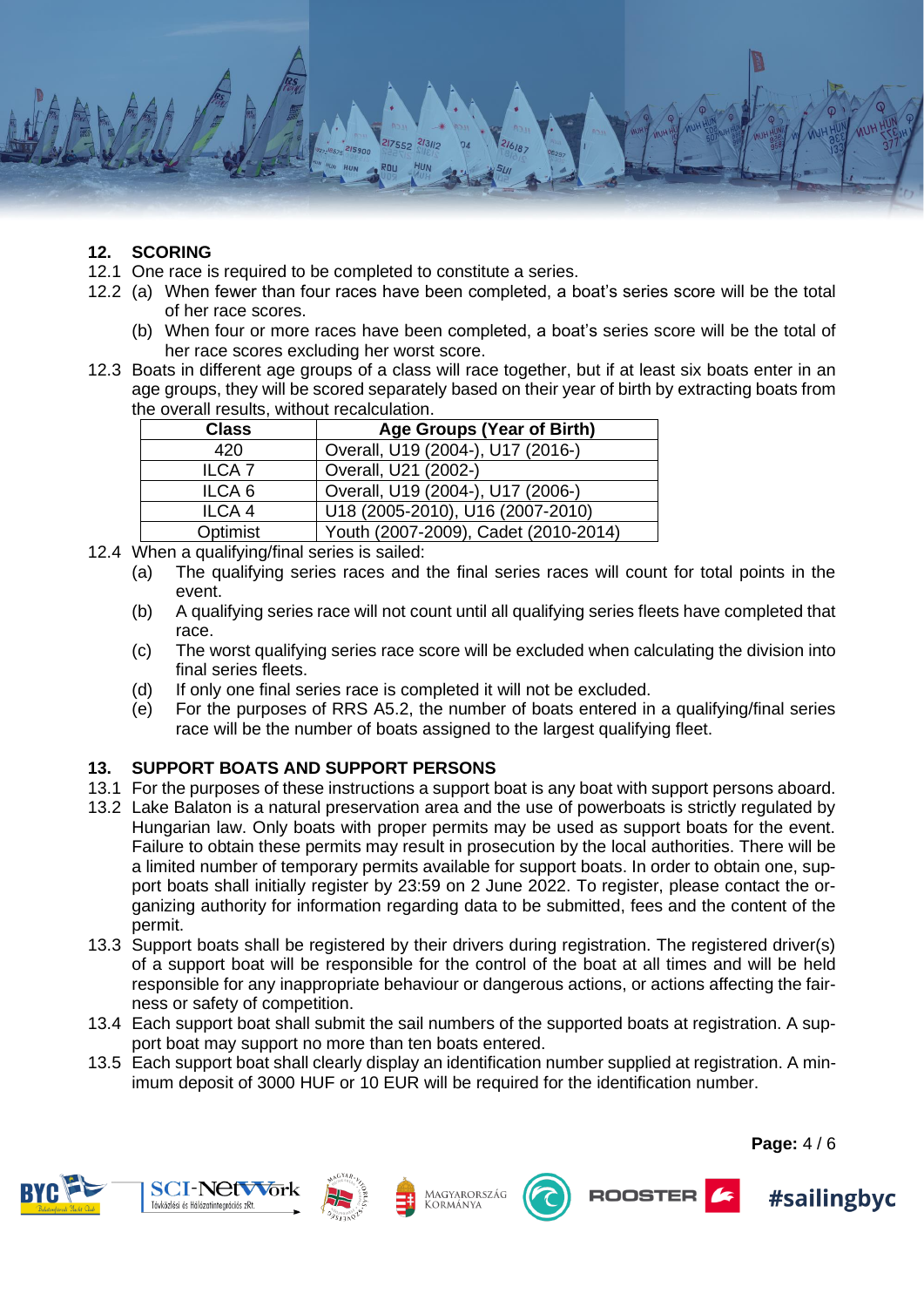## 12. SCORING

12.1 One race is required to be completed to constitute a series.

12.2 (a) When fewer than four races have been completed, a boat's series score will be the total of her race scores.

(b) When four or more races have been completed, a boat's series score will be the total of her race scores excluding her worst score.

12.3 Boats in different age groups of a class will race together, but if at least six boats enter in an age groups, they will be scored separately based on their year of birth by extracting boats from the overall results, without recalculation.

| Class | Age Groups (Year of Birth) |
|---|---|
| 420 | Overall, U19 (2004-), U17 (2016-) |
| ILCA 7 | Overall, U21 (2002-) |
| ILCA 6 | Overall, U19 (2004-), U17 (2006-) |
| ILCA 4 | U18 (2005-2010), U16 (2007-2010) |
| Optimist | Youth (2007-2009), Cadet (2010-2014) |

12.4 When a qualifying/final series is sailed:

(a) The qualifying series races and the final series races will count for total points in the event.

(b) A qualifying series race will not count until all qualifying series fleets have completed that race.

(c) The worst qualifying series race score will be excluded when calculating the division into final series fleets.

(d) If only one final series race is completed it will not be excluded.

(e) For the purposes of RRS A5.2, the number of boats entered in a qualifying/final series race will be the number of boats assigned to the largest qualifying fleet.

## 13. SUPPORT BOATS AND SUPPORT PERSONS

13.1 For the purposes of these instructions a support boat is any boat with support persons aboard.

13.2 Lake Balaton is a natural preservation area and the use of powerboats is strictly regulated by Hungarian law. Only boats with proper permits may be used as support boats for the event. Failure to obtain these permits may result in prosecution by the local authorities. There will be a limited number of temporary permits available for support boats. In order to obtain one, support boats shall initially register by 23:59 on 2 June 2022. To register, please contact the organizing authority for information regarding data to be submitted, fees and the content of the permit.

13.3 Support boats shall be registered by their drivers during registration. The registered driver(s) of a support boat will be responsible for the control of the boat at all times and will be held responsible for any inappropriate behaviour or dangerous actions, or actions affecting the fairness or safety of competition.

13.4 Each support boat shall submit the sail numbers of the supported boats at registration. A support boat may support no more than ten boats entered.

13.5 Each support boat shall clearly display an identification number supplied at registration. A minimum deposit of 3000 HUF or 10 EUR will be required for the identification number.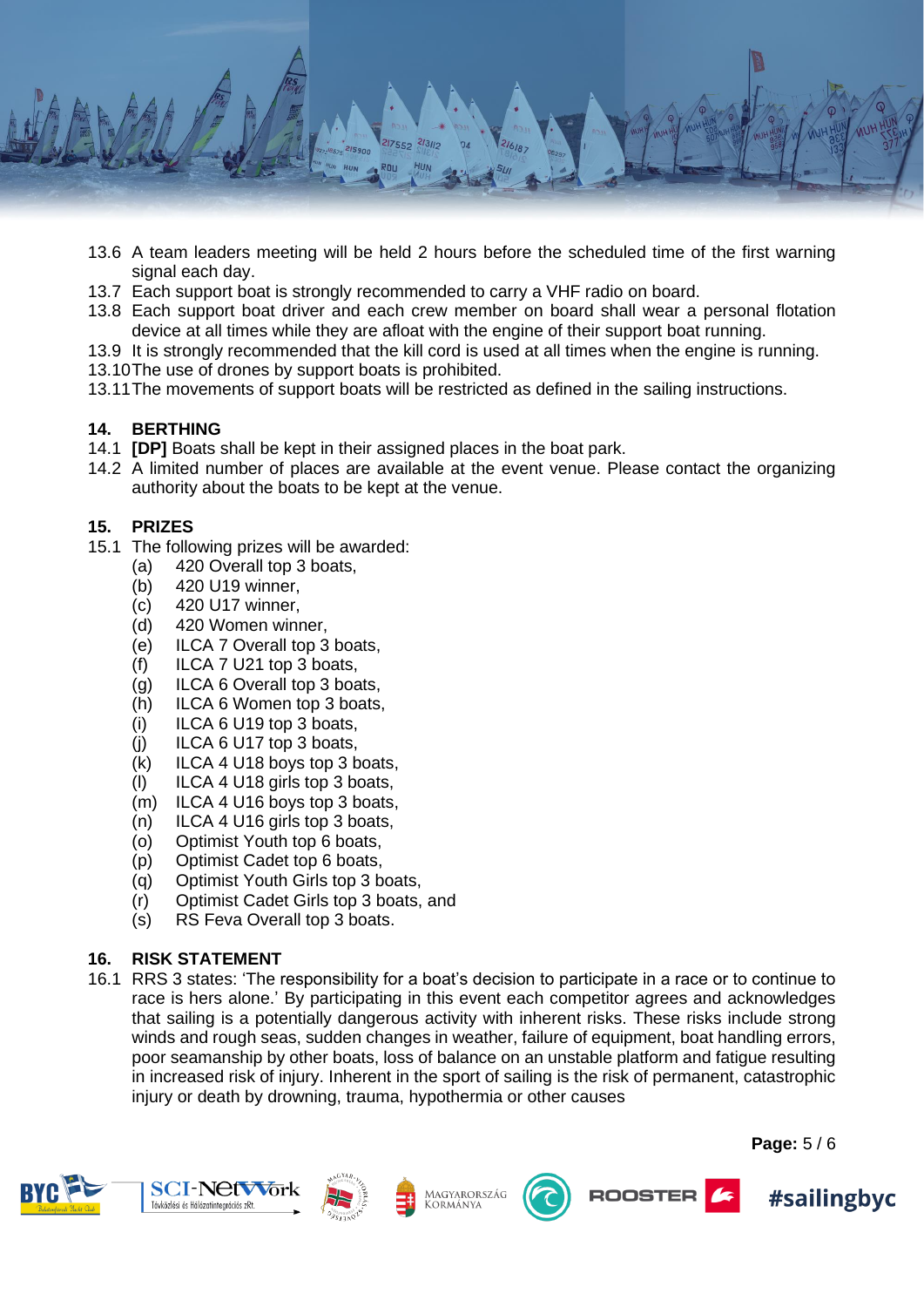13.6 A team leaders meeting will be held 2 hours before the scheduled time of the first warning signal each day.
13.7 Each support boat is strongly recommended to carry a VHF radio on board.
13.8 Each support boat driver and each crew member on board shall wear a personal flotation device at all times while they are afloat with the engine of their support boat running.
13.9 It is strongly recommended that the kill cord is used at all times when the engine is running.
13.10 The use of drones by support boats is prohibited.
13.11 The movements of support boats will be restricted as defined in the sailing instructions.

## 14. BERTHING

14.1 **[DP]** Boats shall be kept in their assigned places in the boat park.
14.2 A limited number of places are available at the event venue. Please contact the organizing authority about the boats to be kept at the venue.

## 15. PRIZES

15.1 The following prizes will be awarded:
- (a) 420 Overall top 3 boats,
- (b) 420 U19 winner,
- (c) 420 U17 winner,
- (d) 420 Women winner,
- (e) ILCA 7 Overall top 3 boats,
- (f) ILCA 7 U21 top 3 boats,
- (g) ILCA 6 Overall top 3 boats,
- (h) ILCA 6 Women top 3 boats,
- (i) ILCA 6 U19 top 3 boats,
- (j) ILCA 6 U17 top 3 boats,
- (k) ILCA 4 U18 boys top 3 boats,
- (l) ILCA 4 U18 girls top 3 boats,
- (m) ILCA 4 U16 boys top 3 boats,
- (n) ILCA 4 U16 girls top 3 boats,
- (o) Optimist Youth top 6 boats,
- (p) Optimist Cadet top 6 boats,
- (q) Optimist Youth Girls top 3 boats,
- (r) Optimist Cadet Girls top 3 boats, and
- (s) RS Feva Overall top 3 boats.

## 16. RISK STATEMENT

16.1 RRS 3 states: 'The responsibility for a boat's decision to participate in a race or to continue to race is hers alone.' By participating in this event each competitor agrees and acknowledges that sailing is a potentially dangerous activity with inherent risks. These risks include strong winds and rough seas, sudden changes in weather, failure of equipment, boat handling errors, poor seamanship by other boats, loss of balance on an unstable platform and fatigue resulting in increased risk of injury. Inherent in the sport of sailing is the risk of permanent, catastrophic injury or death by drowning, trauma, hypothermia or other causes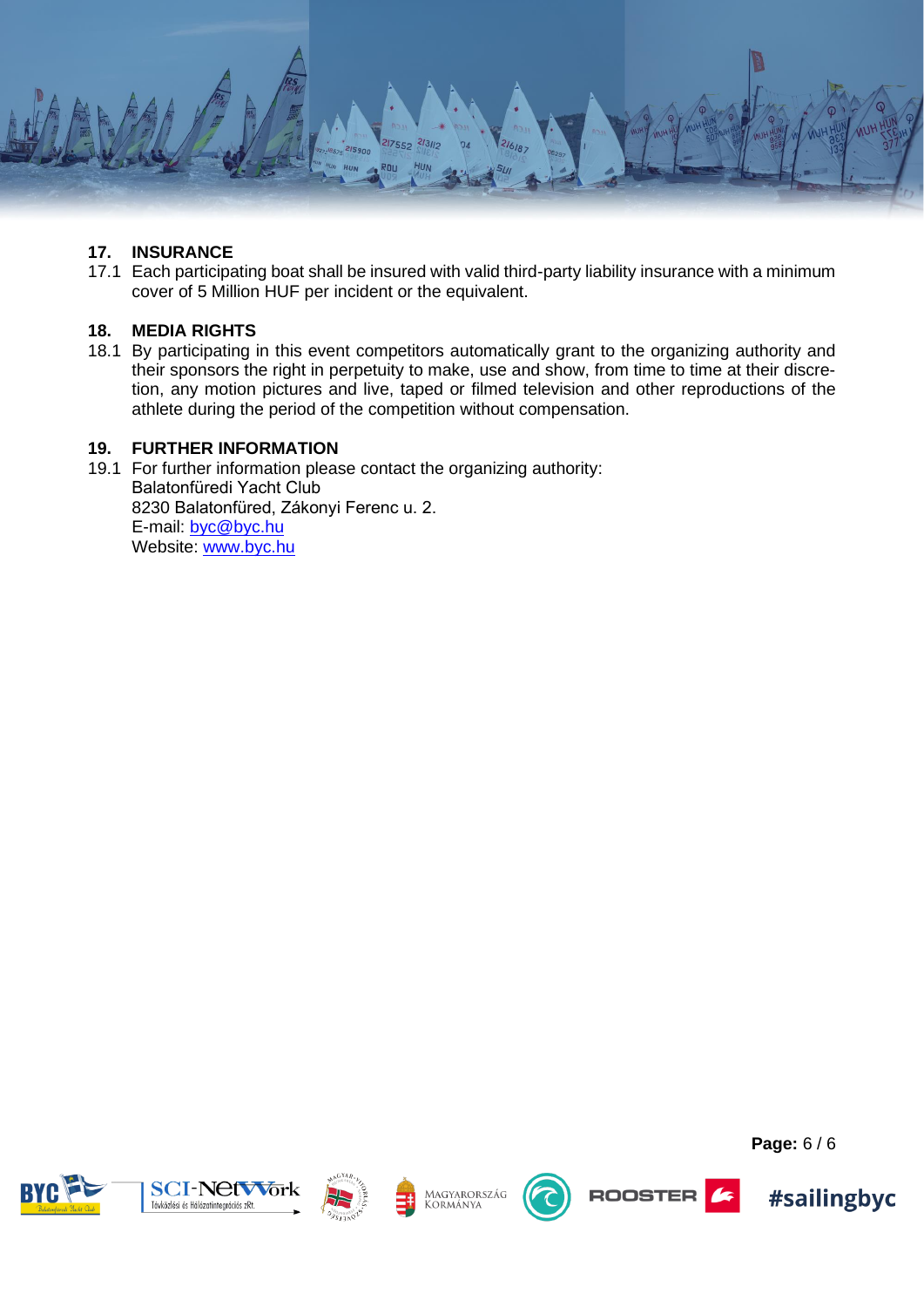## 17. INSURANCE

17.1 Each participating boat shall be insured with valid third-party liability insurance with a minimum cover of 5 Million HUF per incident or the equivalent.

## 18. MEDIA RIGHTS

18.1 By participating in this event competitors automatically grant to the organizing authority and their sponsors the right in perpetuity to make, use and show, from time to time at their discretion, any motion pictures and live, taped or filmed television and other reproductions of the athlete during the period of the competition without compensation.

## 19. FURTHER INFORMATION

19.1 For further information please contact the organizing authority:
Balatonfüredi Yacht Club
8230 Balatonfüred, Zákonyi Ferenc u. 2.
E-mail: byc@byc.hu
Website: www.byc.hu